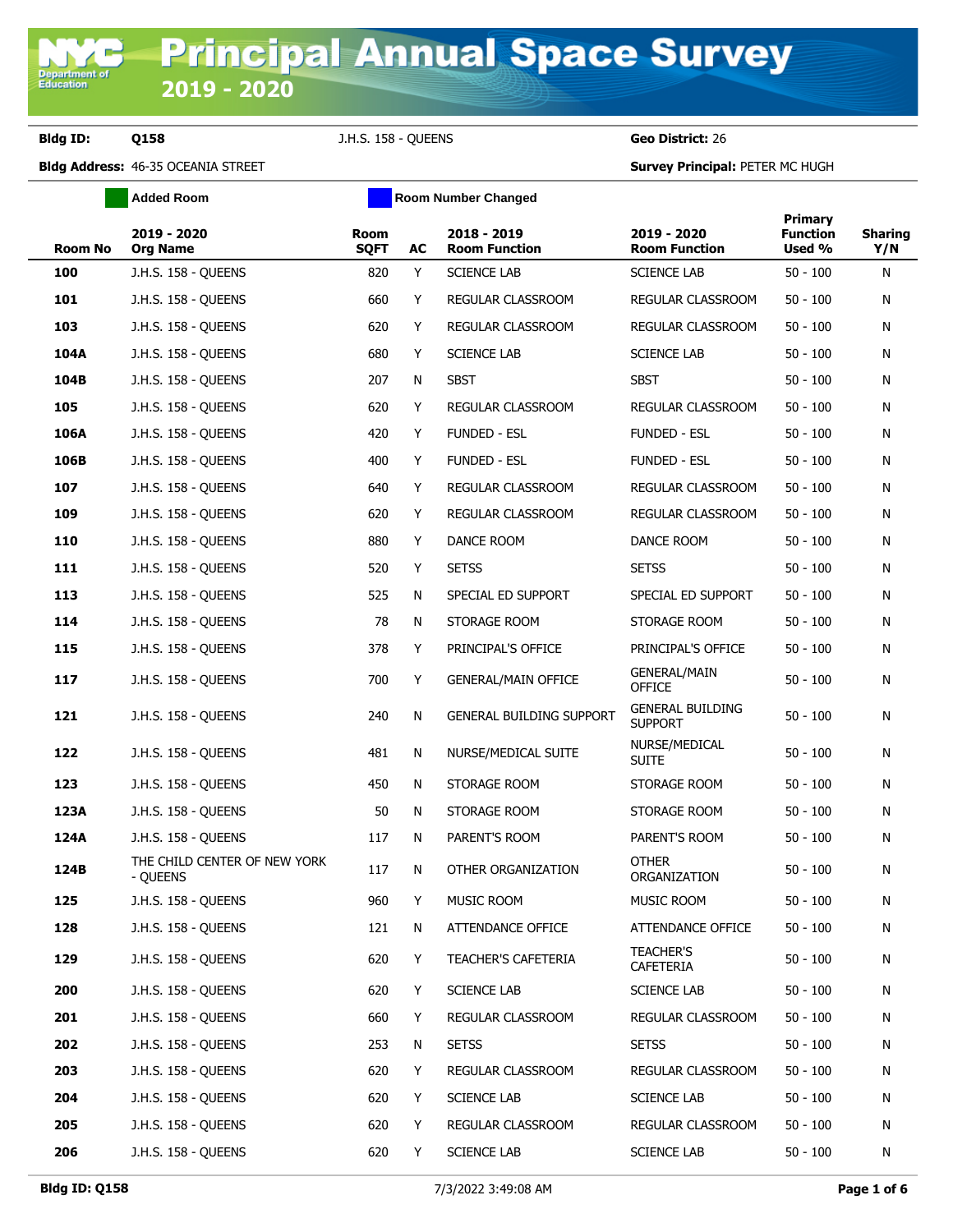# Principal Annual Space Survey 2019 - 2020

**Bldg ID:** Q158 J.H.S. 158 - QUEENS **Geo District:** 26

**Bldg Address:** 46-35 OCEANIA STREET **Survey Principal:** PETER MC HUGH

Added Room | Room Number Changed

| Room No | 2019 - 2020 Org Name | Room SQFT | AC | 2018 - 2019 Room Function | 2019 - 2020 Room Function | Primary Function Used % | Sharing Y/N |
|---|---|---|---|---|---|---|---|
| 100 | J.H.S. 158 - QUEENS | 820 | Y | SCIENCE LAB | SCIENCE LAB | 50 - 100 | N |
| 101 | J.H.S. 158 - QUEENS | 660 | Y | REGULAR CLASSROOM | REGULAR CLASSROOM | 50 - 100 | N |
| 103 | J.H.S. 158 - QUEENS | 620 | Y | REGULAR CLASSROOM | REGULAR CLASSROOM | 50 - 100 | N |
| 104A | J.H.S. 158 - QUEENS | 680 | Y | SCIENCE LAB | SCIENCE LAB | 50 - 100 | N |
| 104B | J.H.S. 158 - QUEENS | 207 | N | SBST | SBST | 50 - 100 | N |
| 105 | J.H.S. 158 - QUEENS | 620 | Y | REGULAR CLASSROOM | REGULAR CLASSROOM | 50 - 100 | N |
| 106A | J.H.S. 158 - QUEENS | 420 | Y | FUNDED - ESL | FUNDED - ESL | 50 - 100 | N |
| 106B | J.H.S. 158 - QUEENS | 400 | Y | FUNDED - ESL | FUNDED - ESL | 50 - 100 | N |
| 107 | J.H.S. 158 - QUEENS | 640 | Y | REGULAR CLASSROOM | REGULAR CLASSROOM | 50 - 100 | N |
| 109 | J.H.S. 158 - QUEENS | 620 | Y | REGULAR CLASSROOM | REGULAR CLASSROOM | 50 - 100 | N |
| 110 | J.H.S. 158 - QUEENS | 880 | Y | DANCE ROOM | DANCE ROOM | 50 - 100 | N |
| 111 | J.H.S. 158 - QUEENS | 520 | Y | SETSS | SETSS | 50 - 100 | N |
| 113 | J.H.S. 158 - QUEENS | 525 | N | SPECIAL ED SUPPORT | SPECIAL ED SUPPORT | 50 - 100 | N |
| 114 | J.H.S. 158 - QUEENS | 78 | N | STORAGE ROOM | STORAGE ROOM | 50 - 100 | N |
| 115 | J.H.S. 158 - QUEENS | 378 | Y | PRINCIPAL'S OFFICE | PRINCIPAL'S OFFICE | 50 - 100 | N |
| 117 | J.H.S. 158 - QUEENS | 700 | Y | GENERAL/MAIN OFFICE | GENERAL/MAIN OFFICE | 50 - 100 | N |
| 121 | J.H.S. 158 - QUEENS | 240 | N | GENERAL BUILDING SUPPORT | GENERAL BUILDING SUPPORT | 50 - 100 | N |
| 122 | J.H.S. 158 - QUEENS | 481 | N | NURSE/MEDICAL SUITE | NURSE/MEDICAL SUITE | 50 - 100 | N |
| 123 | J.H.S. 158 - QUEENS | 450 | N | STORAGE ROOM | STORAGE ROOM | 50 - 100 | N |
| 123A | J.H.S. 158 - QUEENS | 50 | N | STORAGE ROOM | STORAGE ROOM | 50 - 100 | N |
| 124A | J.H.S. 158 - QUEENS | 117 | N | PARENT'S ROOM | PARENT'S ROOM | 50 - 100 | N |
| 124B | THE CHILD CENTER OF NEW YORK - QUEENS | 117 | N | OTHER ORGANIZATION | OTHER ORGANIZATION | 50 - 100 | N |
| 125 | J.H.S. 158 - QUEENS | 960 | Y | MUSIC ROOM | MUSIC ROOM | 50 - 100 | N |
| 128 | J.H.S. 158 - QUEENS | 121 | N | ATTENDANCE OFFICE | ATTENDANCE OFFICE | 50 - 100 | N |
| 129 | J.H.S. 158 - QUEENS | 620 | Y | TEACHER'S CAFETERIA | TEACHER'S CAFETERIA | 50 - 100 | N |
| 200 | J.H.S. 158 - QUEENS | 620 | Y | SCIENCE LAB | SCIENCE LAB | 50 - 100 | N |
| 201 | J.H.S. 158 - QUEENS | 660 | Y | REGULAR CLASSROOM | REGULAR CLASSROOM | 50 - 100 | N |
| 202 | J.H.S. 158 - QUEENS | 253 | N | SETSS | SETSS | 50 - 100 | N |
| 203 | J.H.S. 158 - QUEENS | 620 | Y | REGULAR CLASSROOM | REGULAR CLASSROOM | 50 - 100 | N |
| 204 | J.H.S. 158 - QUEENS | 620 | Y | SCIENCE LAB | SCIENCE LAB | 50 - 100 | N |
| 205 | J.H.S. 158 - QUEENS | 620 | Y | REGULAR CLASSROOM | REGULAR CLASSROOM | 50 - 100 | N |
| 206 | J.H.S. 158 - QUEENS | 620 | Y | SCIENCE LAB | SCIENCE LAB | 50 - 100 | N |

**Bldg ID: Q158** 7/3/2022 3:49:08 AM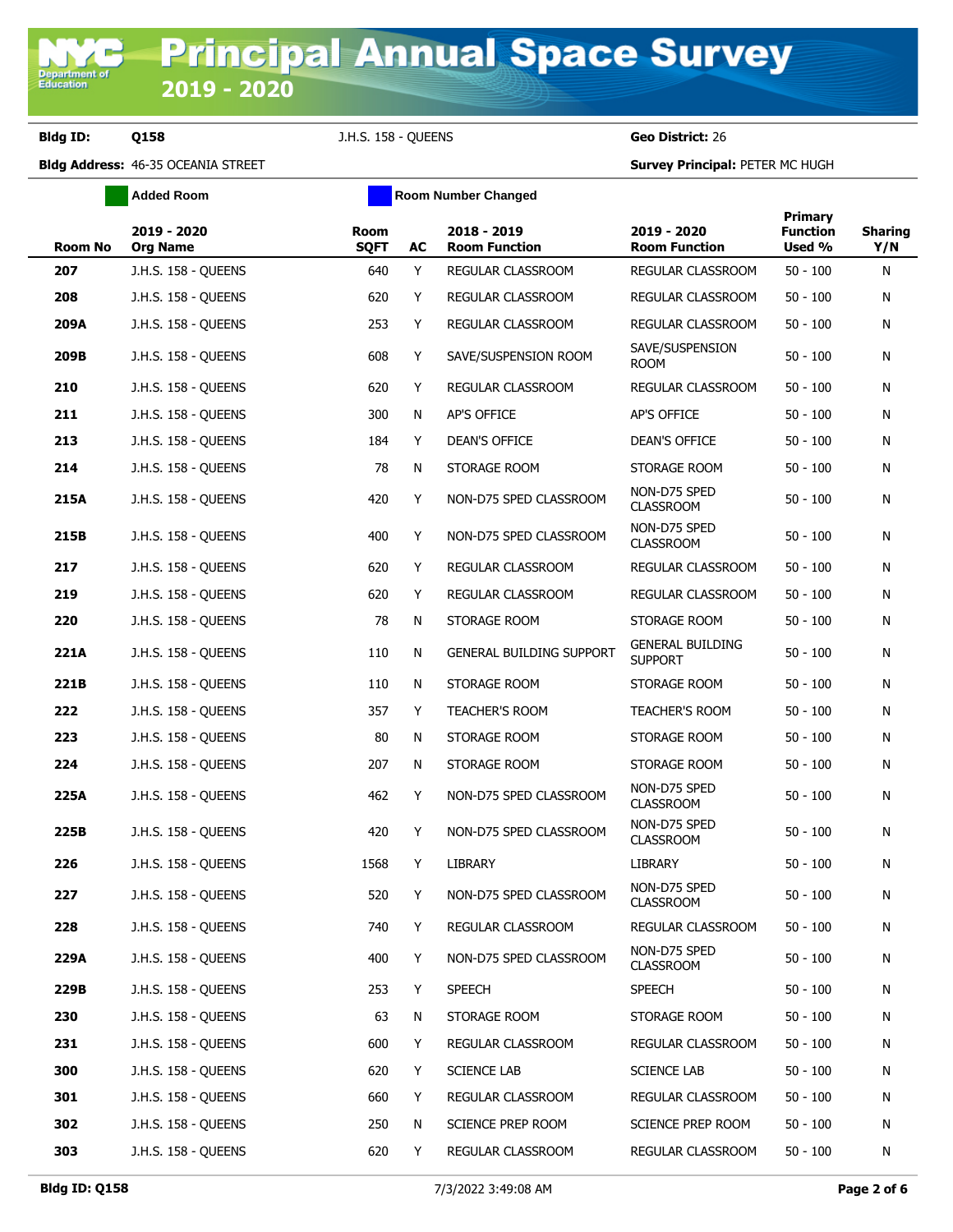# Principal Annual Space Survey 2019 - 2020

**Bldg ID:** Q158 J.H.S. 158 - QUEENS **Geo District:** 26

**Bldg Address:** 46-35 OCEANIA STREET **Survey Principal:** PETER MC HUGH

Added Room | Room Number Changed

| Room No | 2019 - 2020 Org Name | Room SQFT | AC | 2018 - 2019 Room Function | 2019 - 2020 Room Function | Primary Function Used % | Sharing Y/N |
|---|---|---|---|---|---|---|---|
| 207 | J.H.S. 158 - QUEENS | 640 | Y | REGULAR CLASSROOM | REGULAR CLASSROOM | 50 - 100 | N |
| 208 | J.H.S. 158 - QUEENS | 620 | Y | REGULAR CLASSROOM | REGULAR CLASSROOM | 50 - 100 | N |
| 209A | J.H.S. 158 - QUEENS | 253 | Y | REGULAR CLASSROOM | REGULAR CLASSROOM | 50 - 100 | N |
| 209B | J.H.S. 158 - QUEENS | 608 | Y | SAVE/SUSPENSION ROOM | SAVE/SUSPENSION ROOM | 50 - 100 | N |
| 210 | J.H.S. 158 - QUEENS | 620 | Y | REGULAR CLASSROOM | REGULAR CLASSROOM | 50 - 100 | N |
| 211 | J.H.S. 158 - QUEENS | 300 | N | AP'S OFFICE | AP'S OFFICE | 50 - 100 | N |
| 213 | J.H.S. 158 - QUEENS | 184 | Y | DEAN'S OFFICE | DEAN'S OFFICE | 50 - 100 | N |
| 214 | J.H.S. 158 - QUEENS | 78 | N | STORAGE ROOM | STORAGE ROOM | 50 - 100 | N |
| 215A | J.H.S. 158 - QUEENS | 420 | Y | NON-D75 SPED CLASSROOM | NON-D75 SPED CLASSROOM | 50 - 100 | N |
| 215B | J.H.S. 158 - QUEENS | 400 | Y | NON-D75 SPED CLASSROOM | NON-D75 SPED CLASSROOM | 50 - 100 | N |
| 217 | J.H.S. 158 - QUEENS | 620 | Y | REGULAR CLASSROOM | REGULAR CLASSROOM | 50 - 100 | N |
| 219 | J.H.S. 158 - QUEENS | 620 | Y | REGULAR CLASSROOM | REGULAR CLASSROOM | 50 - 100 | N |
| 220 | J.H.S. 158 - QUEENS | 78 | N | STORAGE ROOM | STORAGE ROOM | 50 - 100 | N |
| 221A | J.H.S. 158 - QUEENS | 110 | N | GENERAL BUILDING SUPPORT | GENERAL BUILDING SUPPORT | 50 - 100 | N |
| 221B | J.H.S. 158 - QUEENS | 110 | N | STORAGE ROOM | STORAGE ROOM | 50 - 100 | N |
| 222 | J.H.S. 158 - QUEENS | 357 | Y | TEACHER'S ROOM | TEACHER'S ROOM | 50 - 100 | N |
| 223 | J.H.S. 158 - QUEENS | 80 | N | STORAGE ROOM | STORAGE ROOM | 50 - 100 | N |
| 224 | J.H.S. 158 - QUEENS | 207 | N | STORAGE ROOM | STORAGE ROOM | 50 - 100 | N |
| 225A | J.H.S. 158 - QUEENS | 462 | Y | NON-D75 SPED CLASSROOM | NON-D75 SPED CLASSROOM | 50 - 100 | N |
| 225B | J.H.S. 158 - QUEENS | 420 | Y | NON-D75 SPED CLASSROOM | NON-D75 SPED CLASSROOM | 50 - 100 | N |
| 226 | J.H.S. 158 - QUEENS | 1568 | Y | LIBRARY | LIBRARY | 50 - 100 | N |
| 227 | J.H.S. 158 - QUEENS | 520 | Y | NON-D75 SPED CLASSROOM | NON-D75 SPED CLASSROOM | 50 - 100 | N |
| 228 | J.H.S. 158 - QUEENS | 740 | Y | REGULAR CLASSROOM | REGULAR CLASSROOM | 50 - 100 | N |
| 229A | J.H.S. 158 - QUEENS | 400 | Y | NON-D75 SPED CLASSROOM | NON-D75 SPED CLASSROOM | 50 - 100 | N |
| 229B | J.H.S. 158 - QUEENS | 253 | Y | SPEECH | SPEECH | 50 - 100 | N |
| 230 | J.H.S. 158 - QUEENS | 63 | N | STORAGE ROOM | STORAGE ROOM | 50 - 100 | N |
| 231 | J.H.S. 158 - QUEENS | 600 | Y | REGULAR CLASSROOM | REGULAR CLASSROOM | 50 - 100 | N |
| 300 | J.H.S. 158 - QUEENS | 620 | Y | SCIENCE LAB | SCIENCE LAB | 50 - 100 | N |
| 301 | J.H.S. 158 - QUEENS | 660 | Y | REGULAR CLASSROOM | REGULAR CLASSROOM | 50 - 100 | N |
| 302 | J.H.S. 158 - QUEENS | 250 | N | SCIENCE PREP ROOM | SCIENCE PREP ROOM | 50 - 100 | N |
| 303 | J.H.S. 158 - QUEENS | 620 | Y | REGULAR CLASSROOM | REGULAR CLASSROOM | 50 - 100 | N |

**Bldg ID: Q158** 7/3/2022 3:49:08 AM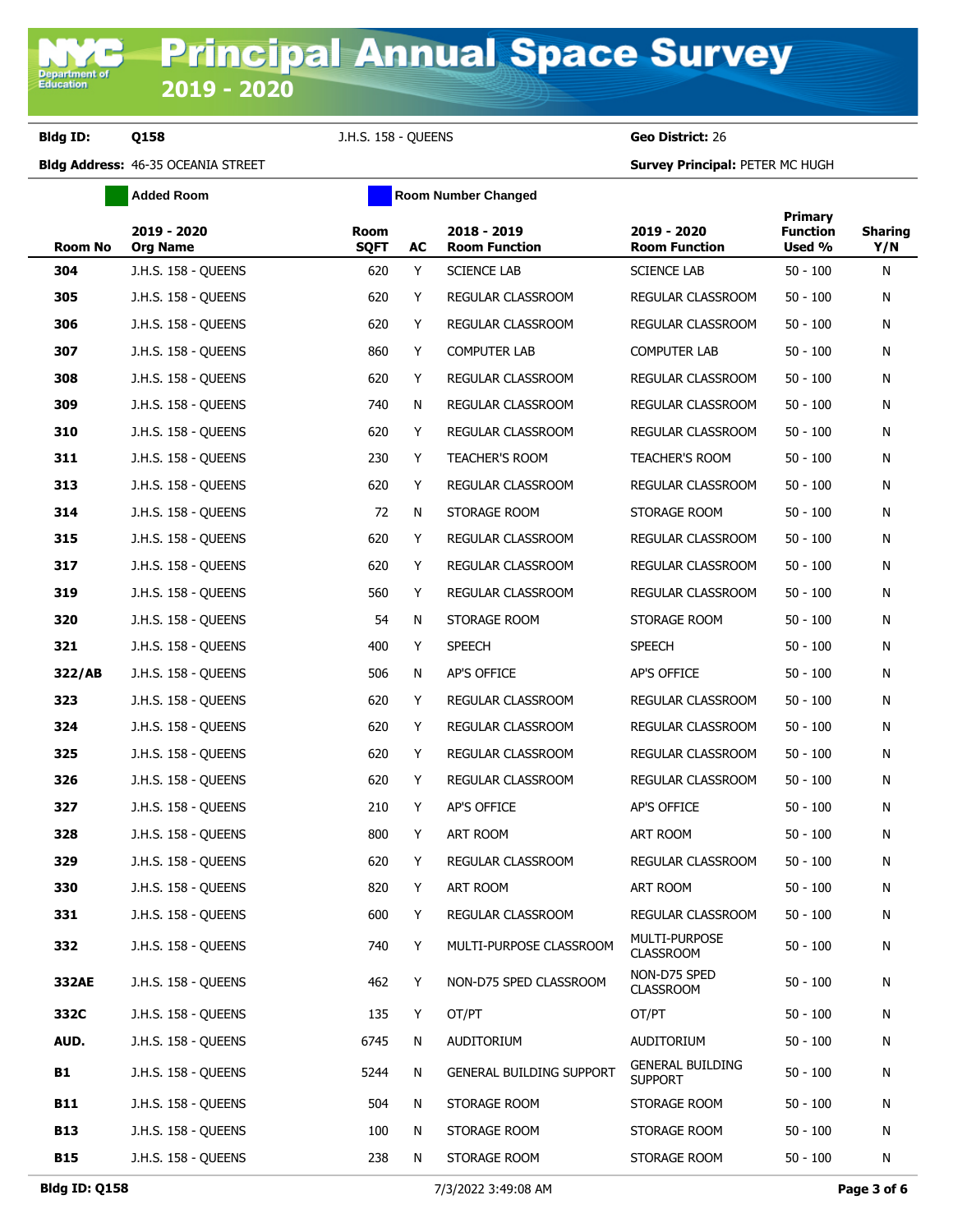# Principal Annual Space Survey 2019 - 2020

**Bldg ID:** Q158 J.H.S. 158 - QUEENS **Geo District:** 26

**Bldg Address:** 46-35 OCEANIA STREET **Survey Principal:** PETER MC HUGH

Added Room | Room Number Changed

| Room No | 2019 - 2020 Org Name | Room SQFT | AC | 2018 - 2019 Room Function | 2019 - 2020 Room Function | Primary Function Used % | Sharing Y/N |
|---|---|---|---|---|---|---|---|
| 304 | J.H.S. 158 - QUEENS | 620 | Y | SCIENCE LAB | SCIENCE LAB | 50 - 100 | N |
| 305 | J.H.S. 158 - QUEENS | 620 | Y | REGULAR CLASSROOM | REGULAR CLASSROOM | 50 - 100 | N |
| 306 | J.H.S. 158 - QUEENS | 620 | Y | REGULAR CLASSROOM | REGULAR CLASSROOM | 50 - 100 | N |
| 307 | J.H.S. 158 - QUEENS | 860 | Y | COMPUTER LAB | COMPUTER LAB | 50 - 100 | N |
| 308 | J.H.S. 158 - QUEENS | 620 | Y | REGULAR CLASSROOM | REGULAR CLASSROOM | 50 - 100 | N |
| 309 | J.H.S. 158 - QUEENS | 740 | N | REGULAR CLASSROOM | REGULAR CLASSROOM | 50 - 100 | N |
| 310 | J.H.S. 158 - QUEENS | 620 | Y | REGULAR CLASSROOM | REGULAR CLASSROOM | 50 - 100 | N |
| 311 | J.H.S. 158 - QUEENS | 230 | Y | TEACHER'S ROOM | TEACHER'S ROOM | 50 - 100 | N |
| 313 | J.H.S. 158 - QUEENS | 620 | Y | REGULAR CLASSROOM | REGULAR CLASSROOM | 50 - 100 | N |
| 314 | J.H.S. 158 - QUEENS | 72 | N | STORAGE ROOM | STORAGE ROOM | 50 - 100 | N |
| 315 | J.H.S. 158 - QUEENS | 620 | Y | REGULAR CLASSROOM | REGULAR CLASSROOM | 50 - 100 | N |
| 317 | J.H.S. 158 - QUEENS | 620 | Y | REGULAR CLASSROOM | REGULAR CLASSROOM | 50 - 100 | N |
| 319 | J.H.S. 158 - QUEENS | 560 | Y | REGULAR CLASSROOM | REGULAR CLASSROOM | 50 - 100 | N |
| 320 | J.H.S. 158 - QUEENS | 54 | N | STORAGE ROOM | STORAGE ROOM | 50 - 100 | N |
| 321 | J.H.S. 158 - QUEENS | 400 | Y | SPEECH | SPEECH | 50 - 100 | N |
| 322/AB | J.H.S. 158 - QUEENS | 506 | N | AP'S OFFICE | AP'S OFFICE | 50 - 100 | N |
| 323 | J.H.S. 158 - QUEENS | 620 | Y | REGULAR CLASSROOM | REGULAR CLASSROOM | 50 - 100 | N |
| 324 | J.H.S. 158 - QUEENS | 620 | Y | REGULAR CLASSROOM | REGULAR CLASSROOM | 50 - 100 | N |
| 325 | J.H.S. 158 - QUEENS | 620 | Y | REGULAR CLASSROOM | REGULAR CLASSROOM | 50 - 100 | N |
| 326 | J.H.S. 158 - QUEENS | 620 | Y | REGULAR CLASSROOM | REGULAR CLASSROOM | 50 - 100 | N |
| 327 | J.H.S. 158 - QUEENS | 210 | Y | AP'S OFFICE | AP'S OFFICE | 50 - 100 | N |
| 328 | J.H.S. 158 - QUEENS | 800 | Y | ART ROOM | ART ROOM | 50 - 100 | N |
| 329 | J.H.S. 158 - QUEENS | 620 | Y | REGULAR CLASSROOM | REGULAR CLASSROOM | 50 - 100 | N |
| 330 | J.H.S. 158 - QUEENS | 820 | Y | ART ROOM | ART ROOM | 50 - 100 | N |
| 331 | J.H.S. 158 - QUEENS | 600 | Y | REGULAR CLASSROOM | REGULAR CLASSROOM | 50 - 100 | N |
| 332 | J.H.S. 158 - QUEENS | 740 | Y | MULTI-PURPOSE CLASSROOM | MULTI-PURPOSE CLASSROOM | 50 - 100 | N |
| 332AE | J.H.S. 158 - QUEENS | 462 | Y | NON-D75 SPED CLASSROOM | NON-D75 SPED CLASSROOM | 50 - 100 | N |
| 332C | J.H.S. 158 - QUEENS | 135 | Y | OT/PT | OT/PT | 50 - 100 | N |
| AUD. | J.H.S. 158 - QUEENS | 6745 | N | AUDITORIUM | AUDITORIUM | 50 - 100 | N |
| B1 | J.H.S. 158 - QUEENS | 5244 | N | GENERAL BUILDING SUPPORT | GENERAL BUILDING SUPPORT | 50 - 100 | N |
| B11 | J.H.S. 158 - QUEENS | 504 | N | STORAGE ROOM | STORAGE ROOM | 50 - 100 | N |
| B13 | J.H.S. 158 - QUEENS | 100 | N | STORAGE ROOM | STORAGE ROOM | 50 - 100 | N |
| B15 | J.H.S. 158 - QUEENS | 238 | N | STORAGE ROOM | STORAGE ROOM | 50 - 100 | N |

7/3/2022 3:49:08 AM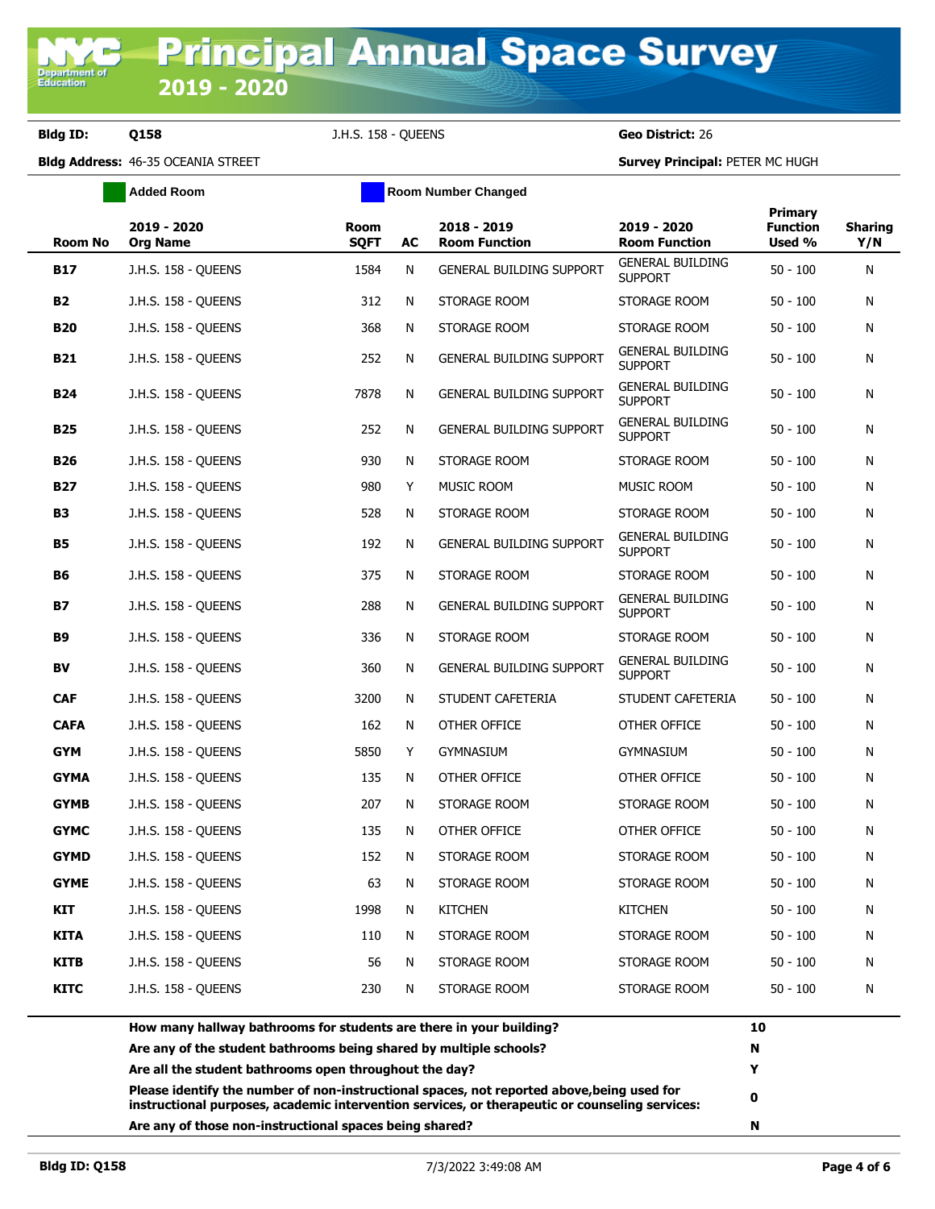# Principal Annual Space Survey 2019 - 2020

**Bldg ID:** Q158 J.H.S. 158 - QUEENS **Geo District:** 26

**Bldg Address:** 46-35 OCEANIA STREET **Survey Principal:** PETER MC HUGH

Added Room | Room Number Changed

| Room No | 2019 - 2020 Org Name | Room SQFT | AC | 2018 - 2019 Room Function | 2019 - 2020 Room Function | Primary Function Used % | Sharing Y/N |
|---|---|---|---|---|---|---|---|
| **B17** | J.H.S. 158 - QUEENS | 1584 | N | GENERAL BUILDING SUPPORT | GENERAL BUILDING SUPPORT | 50 - 100 | N |
| **B2** | J.H.S. 158 - QUEENS | 312 | N | STORAGE ROOM | STORAGE ROOM | 50 - 100 | N |
| **B20** | J.H.S. 158 - QUEENS | 368 | N | STORAGE ROOM | STORAGE ROOM | 50 - 100 | N |
| **B21** | J.H.S. 158 - QUEENS | 252 | N | GENERAL BUILDING SUPPORT | GENERAL BUILDING SUPPORT | 50 - 100 | N |
| **B24** | J.H.S. 158 - QUEENS | 7878 | N | GENERAL BUILDING SUPPORT | GENERAL BUILDING SUPPORT | 50 - 100 | N |
| **B25** | J.H.S. 158 - QUEENS | 252 | N | GENERAL BUILDING SUPPORT | GENERAL BUILDING SUPPORT | 50 - 100 | N |
| **B26** | J.H.S. 158 - QUEENS | 930 | N | STORAGE ROOM | STORAGE ROOM | 50 - 100 | N |
| **B27** | J.H.S. 158 - QUEENS | 980 | Y | MUSIC ROOM | MUSIC ROOM | 50 - 100 | N |
| **B3** | J.H.S. 158 - QUEENS | 528 | N | STORAGE ROOM | STORAGE ROOM | 50 - 100 | N |
| **B5** | J.H.S. 158 - QUEENS | 192 | N | GENERAL BUILDING SUPPORT | GENERAL BUILDING SUPPORT | 50 - 100 | N |
| **B6** | J.H.S. 158 - QUEENS | 375 | N | STORAGE ROOM | STORAGE ROOM | 50 - 100 | N |
| **B7** | J.H.S. 158 - QUEENS | 288 | N | GENERAL BUILDING SUPPORT | GENERAL BUILDING SUPPORT | 50 - 100 | N |
| **B9** | J.H.S. 158 - QUEENS | 336 | N | STORAGE ROOM | STORAGE ROOM | 50 - 100 | N |
| **BV** | J.H.S. 158 - QUEENS | 360 | N | GENERAL BUILDING SUPPORT | GENERAL BUILDING SUPPORT | 50 - 100 | N |
| **CAF** | J.H.S. 158 - QUEENS | 3200 | N | STUDENT CAFETERIA | STUDENT CAFETERIA | 50 - 100 | N |
| **CAFA** | J.H.S. 158 - QUEENS | 162 | N | OTHER OFFICE | OTHER OFFICE | 50 - 100 | N |
| **GYM** | J.H.S. 158 - QUEENS | 5850 | Y | GYMNASIUM | GYMNASIUM | 50 - 100 | N |
| **GYMA** | J.H.S. 158 - QUEENS | 135 | N | OTHER OFFICE | OTHER OFFICE | 50 - 100 | N |
| **GYMB** | J.H.S. 158 - QUEENS | 207 | N | STORAGE ROOM | STORAGE ROOM | 50 - 100 | N |
| **GYMC** | J.H.S. 158 - QUEENS | 135 | N | OTHER OFFICE | OTHER OFFICE | 50 - 100 | N |
| **GYMD** | J.H.S. 158 - QUEENS | 152 | N | STORAGE ROOM | STORAGE ROOM | 50 - 100 | N |
| **GYME** | J.H.S. 158 - QUEENS | 63 | N | STORAGE ROOM | STORAGE ROOM | 50 - 100 | N |
| **KIT** | J.H.S. 158 - QUEENS | 1998 | N | KITCHEN | KITCHEN | 50 - 100 | N |
| **KITA** | J.H.S. 158 - QUEENS | 110 | N | STORAGE ROOM | STORAGE ROOM | 50 - 100 | N |
| **KITB** | J.H.S. 158 - QUEENS | 56 | N | STORAGE ROOM | STORAGE ROOM | 50 - 100 | N |
| **KITC** | J.H.S. 158 - QUEENS | 230 | N | STORAGE ROOM | STORAGE ROOM | 50 - 100 | N |

| Question | Answer |
|---|---|
| **How many hallway bathrooms for students are there in your building?** | **10** |
| **Are any of the student bathrooms being shared by multiple schools?** | **N** |
| **Are all the student bathrooms open throughout the day?** | **Y** |
| **Please identify the number of non-instructional spaces, not reported above,being used for instructional purposes, academic intervention services, or therapeutic or counseling services:** | **0** |
| **Are any of those non-instructional spaces being shared?** | **N** |

**Bldg ID: Q158** 7/3/2022 3:49:08 AM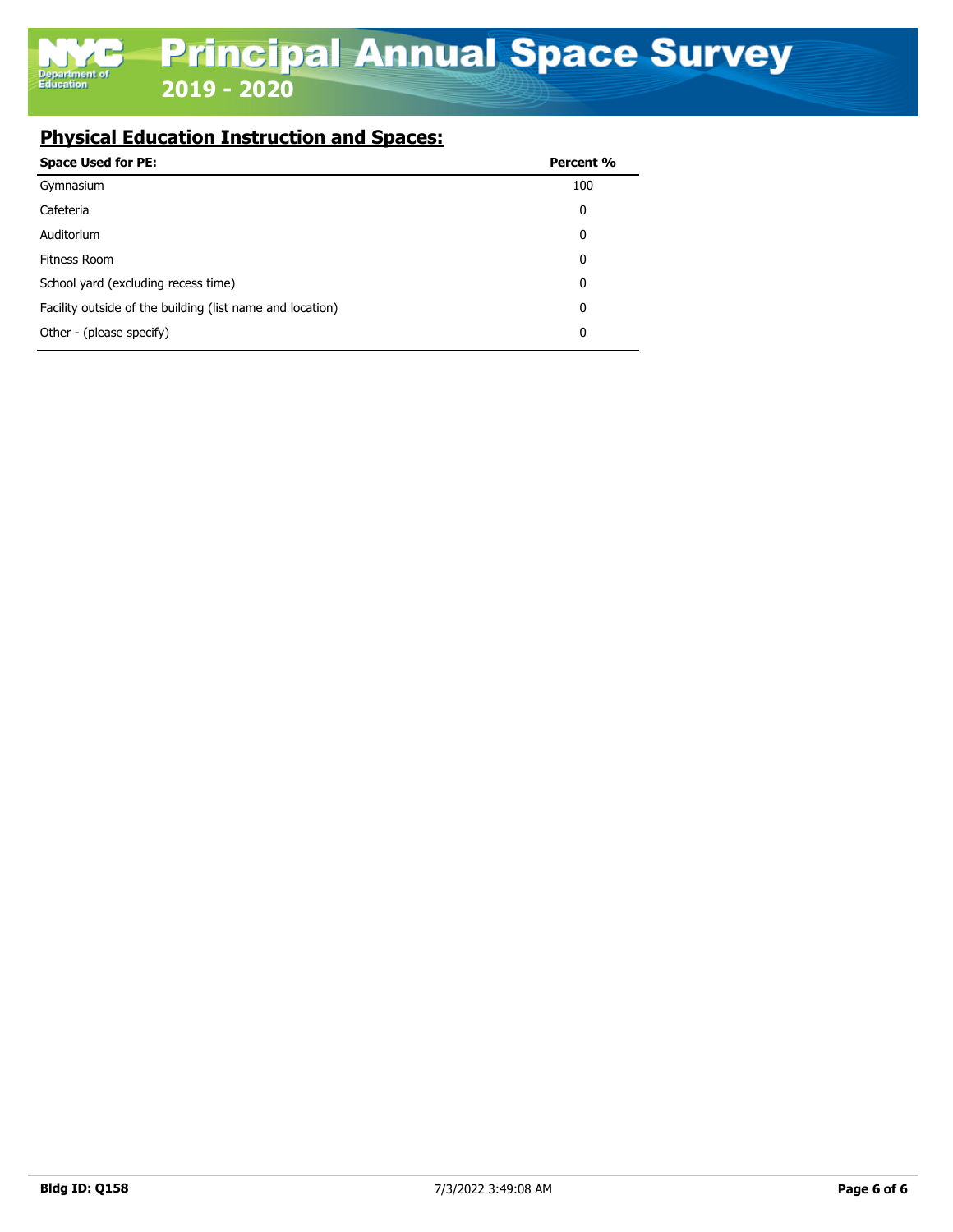## Physical Education Instruction and Spaces:

| Space Used for PE: | Percent % |
|---|---|
| Gymnasium | 100 |
| Cafeteria | 0 |
| Auditorium | 0 |
| Fitness Room | 0 |
| School yard (excluding recess time) | 0 |
| Facility outside of the building (list name and location) | 0 |
| Other - (please specify) | 0 |